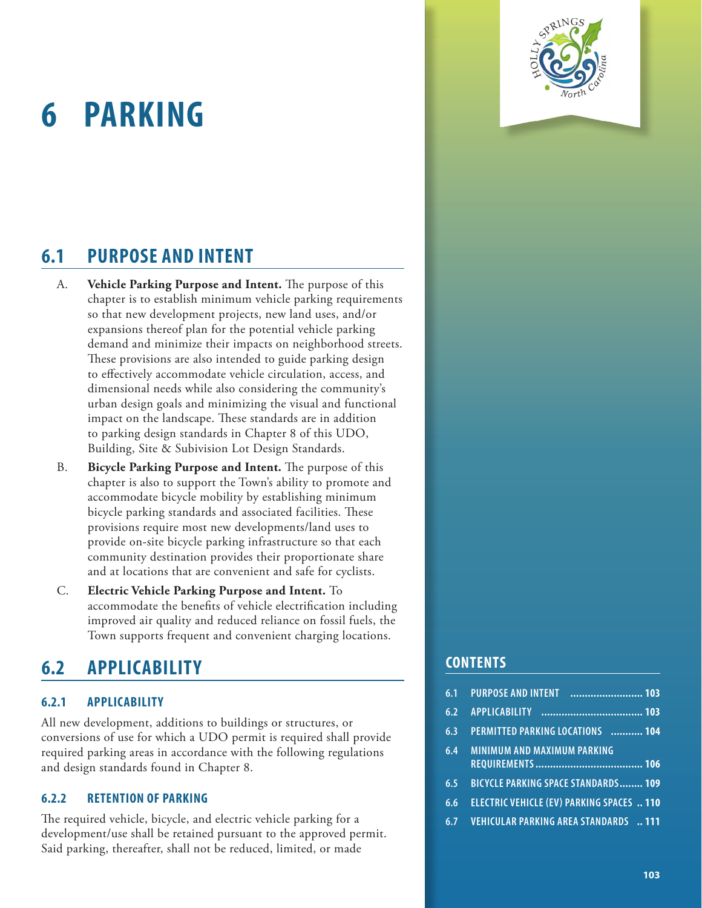# 6 PARKING

## 6.1 PURPOSE AND INTENT

A. **Vehicle Parking Purpose and Intent.** The purpose of this chapter is to establish minimum vehicle parking requirements so that new development projects, new land uses, and/or expansions thereof plan for the potential vehicle parking demand and minimize their impacts on neighborhood streets. These provisions are also intended to guide parking design to effectively accommodate vehicle circulation, access, and dimensional needs while also considering the community's urban design goals and minimizing the visual and functional impact on the landscape. These standards are in addition to parking design standards in Chapter 8 of this UDO, Building, Site & Subivision Lot Design Standards.

B. **Bicycle Parking Purpose and Intent.** The purpose of this chapter is also to support the Town's ability to promote and accommodate bicycle mobility by establishing minimum bicycle parking standards and associated facilities. These provisions require most new developments/land uses to provide on-site bicycle parking infrastructure so that each community destination provides their proportionate share and at locations that are convenient and safe for cyclists.

C. **Electric Vehicle Parking Purpose and Intent.** To accommodate the benefits of vehicle electrification including improved air quality and reduced reliance on fossil fuels, the Town supports frequent and convenient charging locations.

## 6.2 APPLICABILITY

### 6.2.1 APPLICABILITY

All new development, additions to buildings or structures, or conversions of use for which a UDO permit is required shall provide required parking areas in accordance with the following regulations and design standards found in Chapter 8.

### 6.2.2 RETENTION OF PARKING

The required vehicle, bicycle, and electric vehicle parking for a development/use shall be retained pursuant to the approved permit. Said parking, thereafter, shall not be reduced, limited, or made

## CONTENTS

| | | |
|---|---|---|
| 6.1 | PURPOSE AND INTENT | 103 |
| 6.2 | APPLICABILITY | 103 |
| 6.3 | PERMITTED PARKING LOCATIONS | 104 |
| 6.4 | MINIMUM AND MAXIMUM PARKING REQUIREMENTS | 106 |
| 6.5 | BICYCLE PARKING SPACE STANDARDS | 109 |
| 6.6 | ELECTRIC VEHICLE (EV) PARKING SPACES | 110 |
| 6.7 | VEHICULAR PARKING AREA STANDARDS | 111 |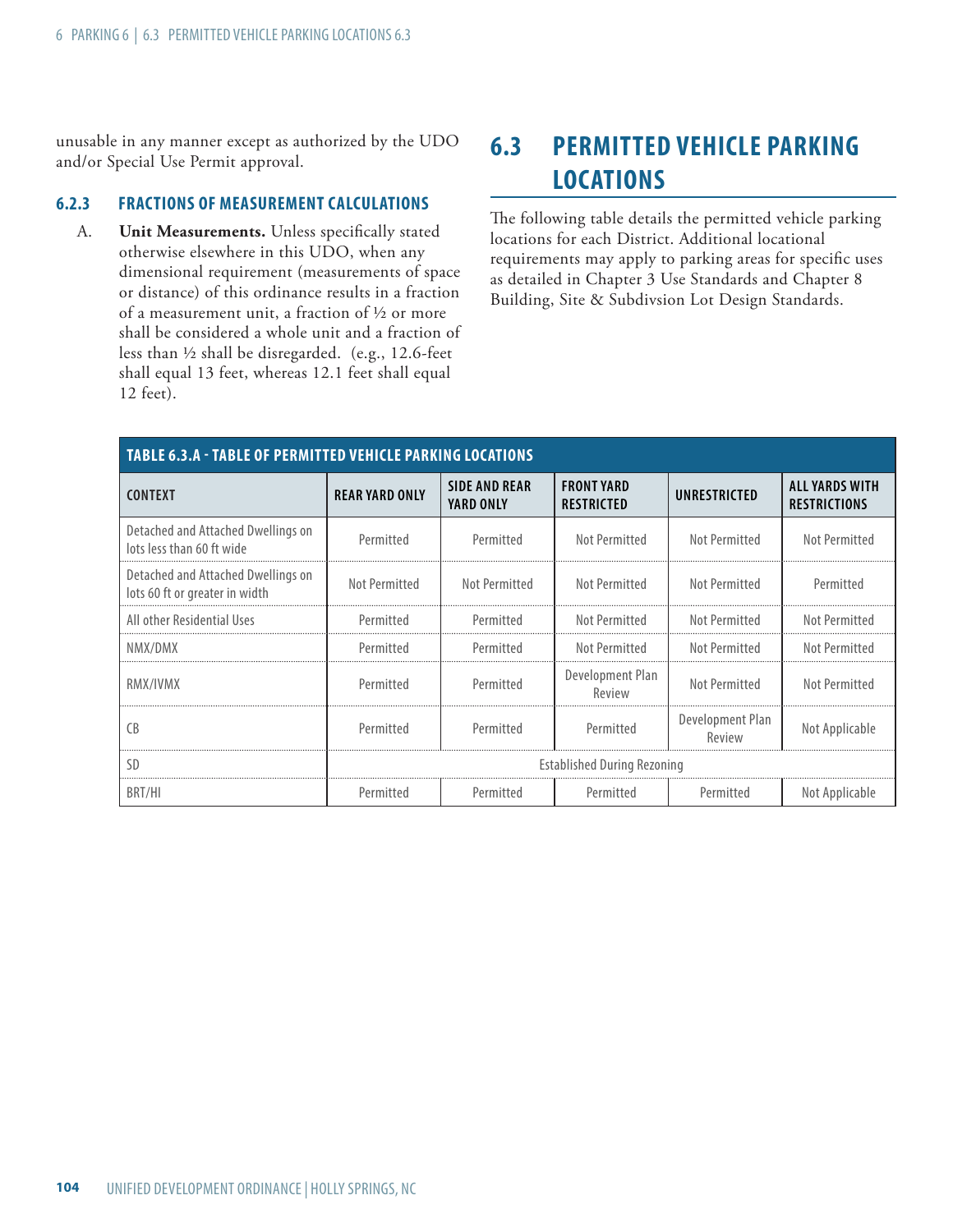unusable in any manner except as authorized by the UDO and/or Special Use Permit approval.

### 6.2.3 FRACTIONS OF MEASUREMENT CALCULATIONS

A. **Unit Measurements.** Unless specifically stated otherwise elsewhere in this UDO, when any dimensional requirement (measurements of space or distance) of this ordinance results in a fraction of a measurement unit, a fraction of ½ or more shall be considered a whole unit and a fraction of less than ½ shall be disregarded. (e.g., 12.6-feet shall equal 13 feet, whereas 12.1 feet shall equal 12 feet).

## 6.3 PERMITTED VEHICLE PARKING LOCATIONS

The following table details the permitted vehicle parking locations for each District. Additional locational requirements may apply to parking areas for specific uses as detailed in Chapter 3 Use Standards and Chapter 8 Building, Site & Subdivsion Lot Design Standards.

**TABLE 6.3.A - TABLE OF PERMITTED VEHICLE PARKING LOCATIONS**

| CONTEXT | REAR YARD ONLY | SIDE AND REAR YARD ONLY | FRONT YARD RESTRICTED | UNRESTRICTED | ALL YARDS WITH RESTRICTIONS |
|---|---|---|---|---|---|
| Detached and Attached Dwellings on lots less than 60 ft wide | Permitted | Permitted | Not Permitted | Not Permitted | Not Permitted |
| Detached and Attached Dwellings on lots 60 ft or greater in width | Not Permitted | Not Permitted | Not Permitted | Not Permitted | Permitted |
| All other Residential Uses | Permitted | Permitted | Not Permitted | Not Permitted | Not Permitted |
| NMX/DMX | Permitted | Permitted | Not Permitted | Not Permitted | Not Permitted |
| RMX/IVMX | Permitted | Permitted | Development Plan Review | Not Permitted | Not Permitted |
| CB | Permitted | Permitted | Permitted | Development Plan Review | Not Applicable |
| SD | Established During Rezoning | | | | |
| BRT/HI | Permitted | Permitted | Permitted | Permitted | Not Applicable |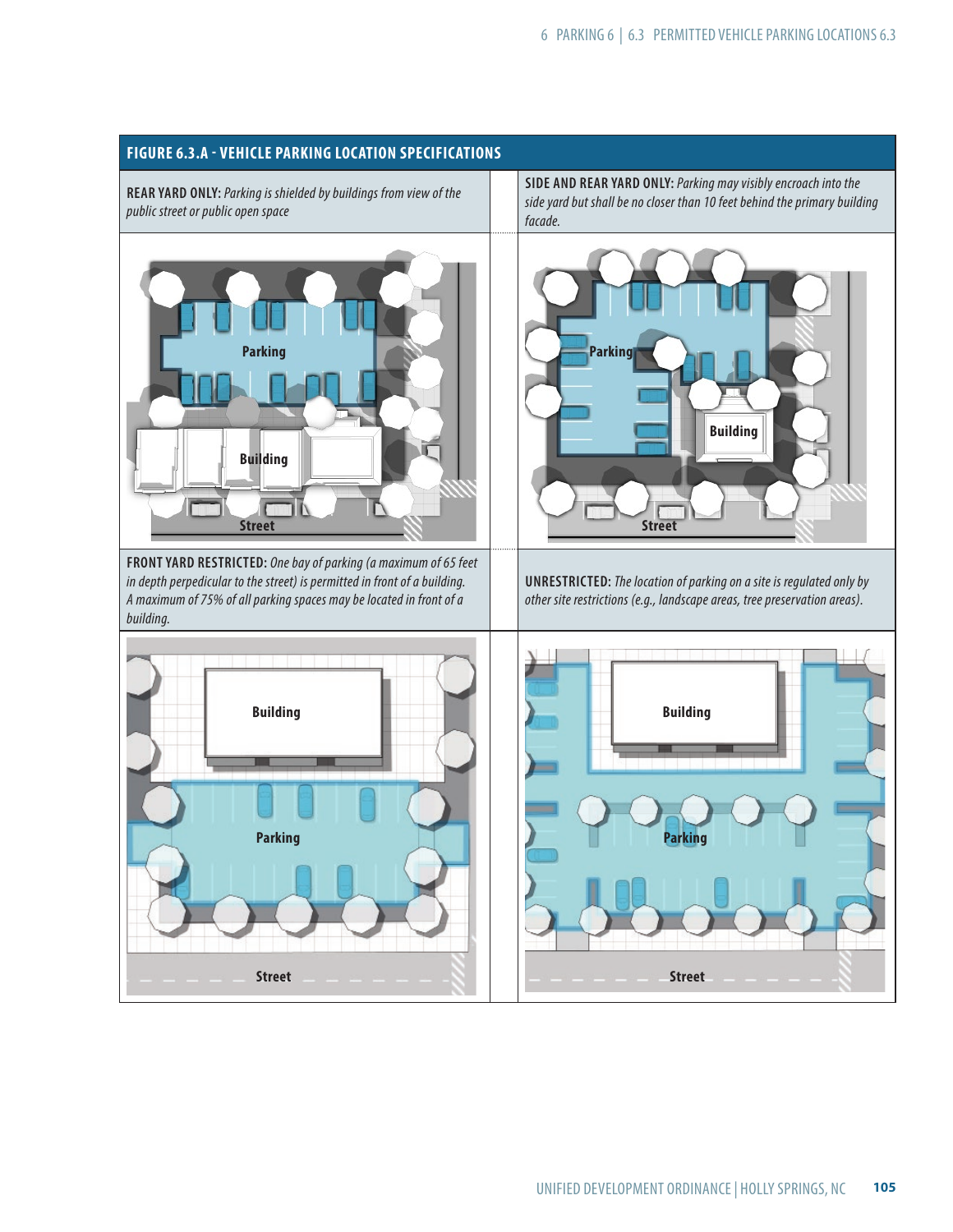### FIGURE 6.3.A - VEHICLE PARKING LOCATION SPECIFICATIONS

**REAR YARD ONLY:** *Parking is shielded by buildings from view of the public street or public open space*

**SIDE AND REAR YARD ONLY:** *Parking may visibly encroach into the side yard but shall be no closer than 10 feet behind the primary building facade.*

**FRONT YARD RESTRICTED:** *One bay of parking (a maximum of 65 feet in depth perpendicular to the street) is permitted in front of a building. A maximum of 75% of all parking spaces may be located in front of a building.*

**UNRESTRICTED:** *The location of parking on a site is regulated only by other site restrictions (e.g., landscape areas, tree preservation areas).*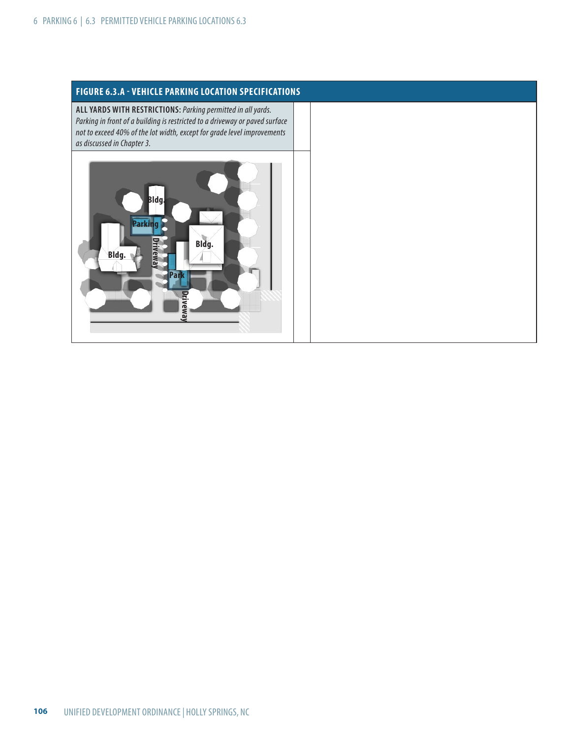## FIGURE 6.3.A - VEHICLE PARKING LOCATION SPECIFICATIONS

**ALL YARDS WITH RESTRICTIONS:** *Parking permitted in all yards. Parking in front of a building is restricted to a driveway or paved surface not to exceed 40% of the lot width, except for grade level improvements as discussed in Chapter 3.*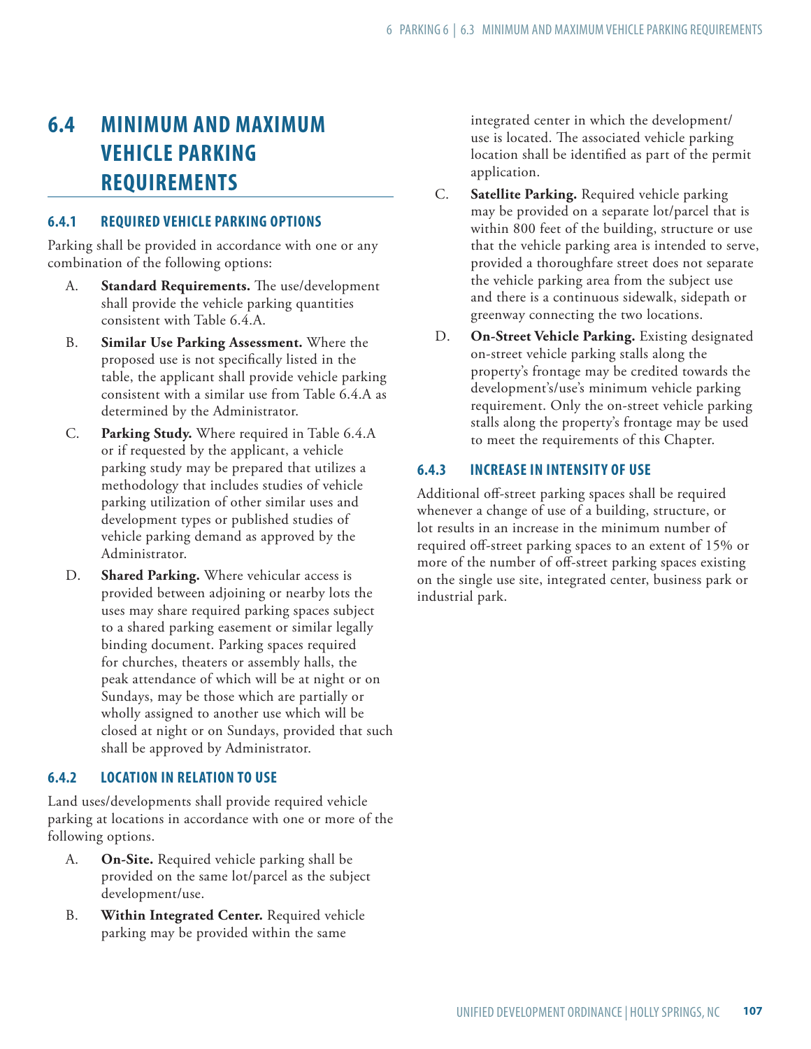## 6.4 MINIMUM AND MAXIMUM VEHICLE PARKING REQUIREMENTS

### 6.4.1 REQUIRED VEHICLE PARKING OPTIONS

Parking shall be provided in accordance with one or any combination of the following options:

A. **Standard Requirements.** The use/development shall provide the vehicle parking quantities consistent with Table 6.4.A.

B. **Similar Use Parking Assessment.** Where the proposed use is not specifically listed in the table, the applicant shall provide vehicle parking consistent with a similar use from Table 6.4.A as determined by the Administrator.

C. **Parking Study.** Where required in Table 6.4.A or if requested by the applicant, a vehicle parking study may be prepared that utilizes a methodology that includes studies of vehicle parking utilization of other similar uses and development types or published studies of vehicle parking demand as approved by the Administrator.

D. **Shared Parking.** Where vehicular access is provided between adjoining or nearby lots the uses may share required parking spaces subject to a shared parking easement or similar legally binding document. Parking spaces required for churches, theaters or assembly halls, the peak attendance of which will be at night or on Sundays, may be those which are partially or wholly assigned to another use which will be closed at night or on Sundays, provided that such shall be approved by Administrator.

### 6.4.2 LOCATION IN RELATION TO USE

Land uses/developments shall provide required vehicle parking at locations in accordance with one or more of the following options.

A. **On-Site.** Required vehicle parking shall be provided on the same lot/parcel as the subject development/use.

B. **Within Integrated Center.** Required vehicle parking may be provided within the same integrated center in which the development/use is located. The associated vehicle parking location shall be identified as part of the permit application.

C. **Satellite Parking.** Required vehicle parking may be provided on a separate lot/parcel that is within 800 feet of the building, structure or use that the vehicle parking area is intended to serve, provided a thoroughfare street does not separate the vehicle parking area from the subject use and there is a continuous sidewalk, sidepath or greenway connecting the two locations.

D. **On-Street Vehicle Parking.** Existing designated on-street vehicle parking stalls along the property's frontage may be credited towards the development's/use's minimum vehicle parking requirement. Only the on-street vehicle parking stalls along the property's frontage may be used to meet the requirements of this Chapter.

### 6.4.3 INCREASE IN INTENSITY OF USE

Additional off-street parking spaces shall be required whenever a change of use of a building, structure, or lot results in an increase in the minimum number of required off-street parking spaces to an extent of 15% or more of the number of off-street parking spaces existing on the single use site, integrated center, business park or industrial park.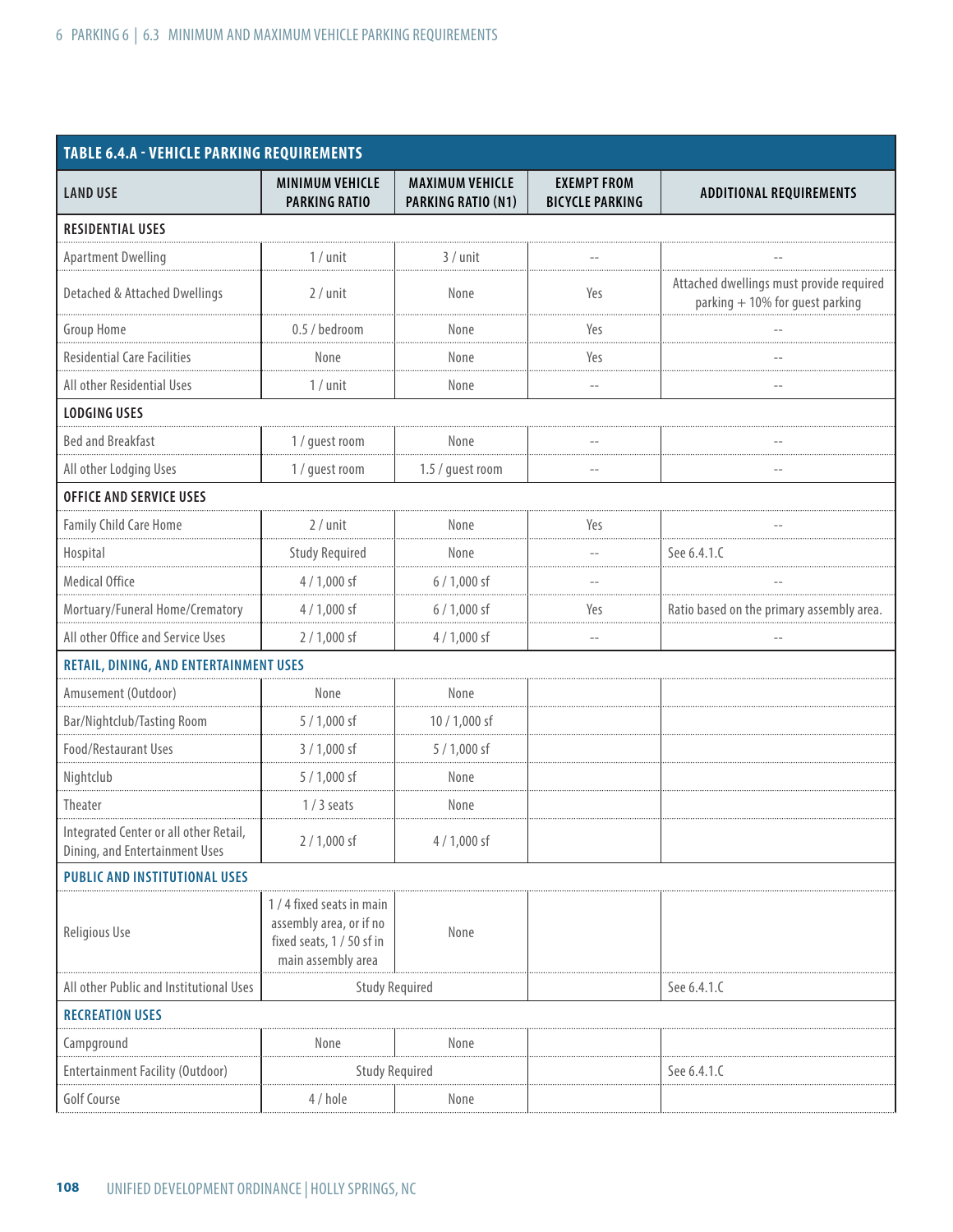| TABLE 6.4.A - VEHICLE PARKING REQUIREMENTS | | | | |
|---|---|---|---|---|
| **LAND USE** | **MINIMUM VEHICLE PARKING RATIO** | **MAXIMUM VEHICLE PARKING RATIO (N1)** | **EXEMPT FROM BICYCLE PARKING** | **ADDITIONAL REQUIREMENTS** |
| **RESIDENTIAL USES** | | | | |
| Apartment Dwelling | 1 / unit | 3 / unit | -- | -- |
| Detached & Attached Dwellings | 2 / unit | None | Yes | Attached dwellings must provide required parking + 10% for guest parking |
| Group Home | 0.5 / bedroom | None | Yes | -- |
| Residential Care Facilities | None | None | Yes | -- |
| All other Residential Uses | 1 / unit | None | -- | -- |
| **LODGING USES** | | | | |
| Bed and Breakfast | 1 / guest room | None | -- | -- |
| All other Lodging Uses | 1 / guest room | 1.5 / guest room | -- | -- |
| **OFFICE AND SERVICE USES** | | | | |
| Family Child Care Home | 2 / unit | None | Yes | -- |
| Hospital | Study Required | None | -- | See 6.4.1.C |
| Medical Office | 4 / 1,000 sf | 6 / 1,000 sf | -- | -- |
| Mortuary/Funeral Home/Crematory | 4 / 1,000 sf | 6 / 1,000 sf | Yes | Ratio based on the primary assembly area. |
| All other Office and Service Uses | 2 / 1,000 sf | 4 / 1,000 sf | -- | -- |
| **RETAIL, DINING, AND ENTERTAINMENT USES** | | | | |
| Amusement (Outdoor) | None | None | | |
| Bar/Nightclub/Tasting Room | 5 / 1,000 sf | 10 / 1,000 sf | | |
| Food/Restaurant Uses | 3 / 1,000 sf | 5 / 1,000 sf | | |
| Nightclub | 5 / 1,000 sf | None | | |
| Theater | 1 / 3 seats | None | | |
| Integrated Center or all other Retail, Dining, and Entertainment Uses | 2 / 1,000 sf | 4 / 1,000 sf | | |
| **PUBLIC AND INSTITUTIONAL USES** | | | | |
| Religious Use | 1 / 4 fixed seats in main assembly area, or if no fixed seats, 1 / 50 sf in main assembly area | None | | |
| All other Public and Institutional Uses | Study Required | | | See 6.4.1.C |
| **RECREATION USES** | | | | |
| Campground | None | None | | |
| Entertainment Facility (Outdoor) | Study Required | | | See 6.4.1.C |
| Golf Course | 4 / hole | None | | |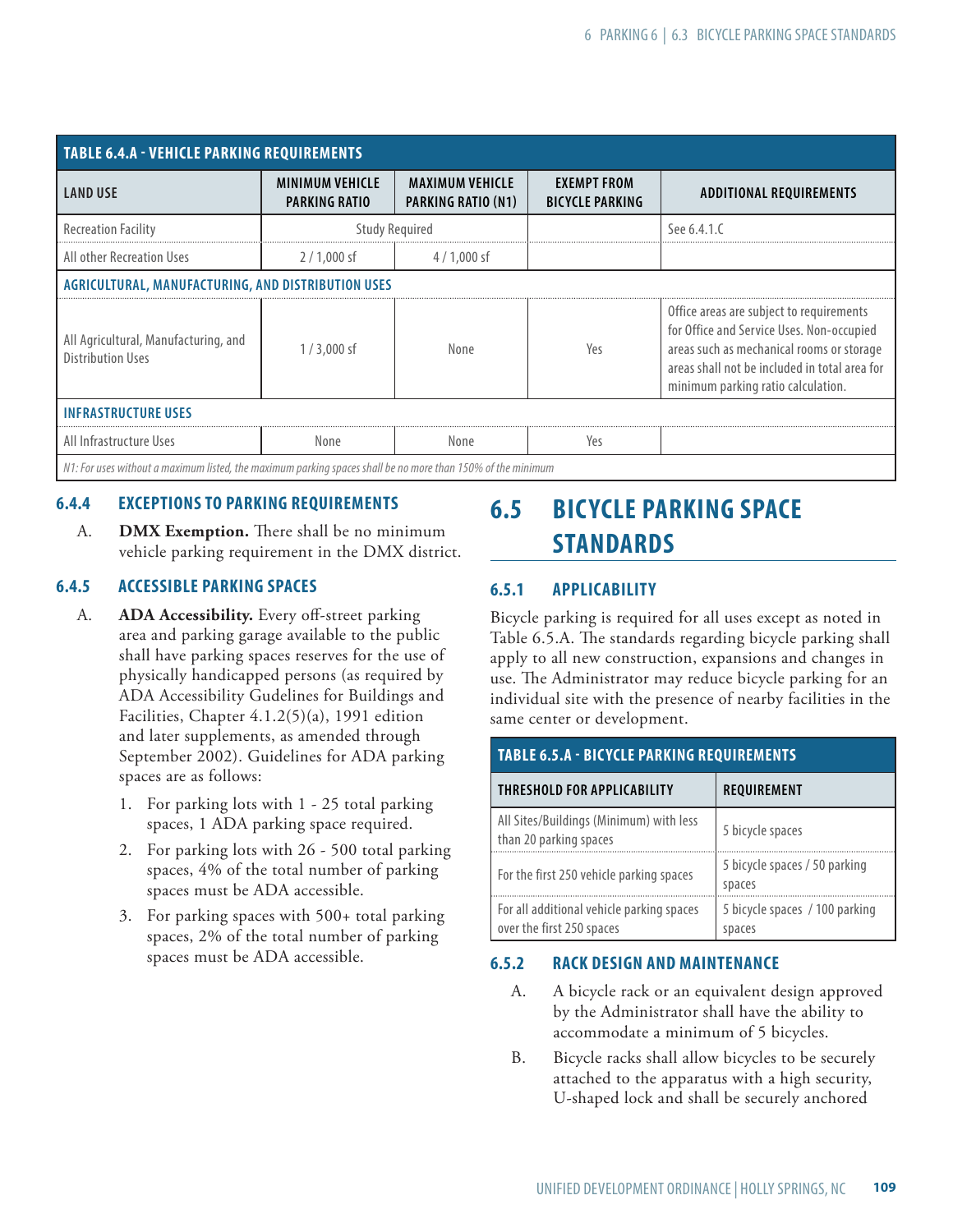| TABLE 6.4.A - VEHICLE PARKING REQUIREMENTS | | | | |
|---|---|---|---|---|
| LAND USE | MINIMUM VEHICLE PARKING RATIO | MAXIMUM VEHICLE PARKING RATIO (N1) | EXEMPT FROM BICYCLE PARKING | ADDITIONAL REQUIREMENTS |
| Recreation Facility | Study Required | | | See 6.4.1.C |
| All other Recreation Uses | 2 / 1,000 sf | 4 / 1,000 sf | | |
| **AGRICULTURAL, MANUFACTURING, AND DISTRIBUTION USES** | | | | |
| All Agricultural, Manufacturing, and Distribution Uses | 1 / 3,000 sf | None | Yes | Office areas are subject to requirements for Office and Service Uses. Non-occupied areas such as mechanical rooms or storage areas shall not be included in total area for minimum parking ratio calculation. |
| **INFRASTRUCTURE USES** | | | | |
| All Infrastructure Uses | None | None | Yes | |
| *N1: For uses without a maximum listed, the maximum parking spaces shall be no more than 150% of the minimum* | | | | |

### 6.4.4 EXCEPTIONS TO PARKING REQUIREMENTS

A. **DMX Exemption.** There shall be no minimum vehicle parking requirement in the DMX district.

### 6.4.5 ACCESSIBLE PARKING SPACES

A. **ADA Accessibility.** Every off-street parking area and parking garage available to the public shall have parking spaces reserves for the use of physically handicapped persons (as required by ADA Accessibility Gudelines for Buildings and Facilities, Chapter 4.1.2(5)(a), 1991 edition and later supplements, as amended through September 2002). Guidelines for ADA parking spaces are as follows:

1. For parking lots with 1 - 25 total parking spaces, 1 ADA parking space required.
2. For parking lots with 26 - 500 total parking spaces, 4% of the total number of parking spaces must be ADA accessible.
3. For parking spaces with 500+ total parking spaces, 2% of the total number of parking spaces must be ADA accessible.

## 6.5 BICYCLE PARKING SPACE STANDARDS

### 6.5.1 APPLICABILITY

Bicycle parking is required for all uses except as noted in Table 6.5.A. The standards regarding bicycle parking shall apply to all new construction, expansions and changes in use. The Administrator may reduce bicycle parking for an individual site with the presence of nearby facilities in the same center or development.

| TABLE 6.5.A - BICYCLE PARKING REQUIREMENTS | |
|---|---|
| THRESHOLD FOR APPLICABILITY | REQUIREMENT |
| All Sites/Buildings (Minimum) with less than 20 parking spaces | 5 bicycle spaces |
| For the first 250 vehicle parking spaces | 5 bicycle spaces / 50 parking spaces |
| For all additional vehicle parking spaces over the first 250 spaces | 5 bicycle spaces / 100 parking spaces |

### 6.5.2 RACK DESIGN AND MAINTENANCE

A. A bicycle rack or an equivalent design approved by the Administrator shall have the ability to accommodate a minimum of 5 bicycles.

B. Bicycle racks shall allow bicycles to be securely attached to the apparatus with a high security, U-shaped lock and shall be securely anchored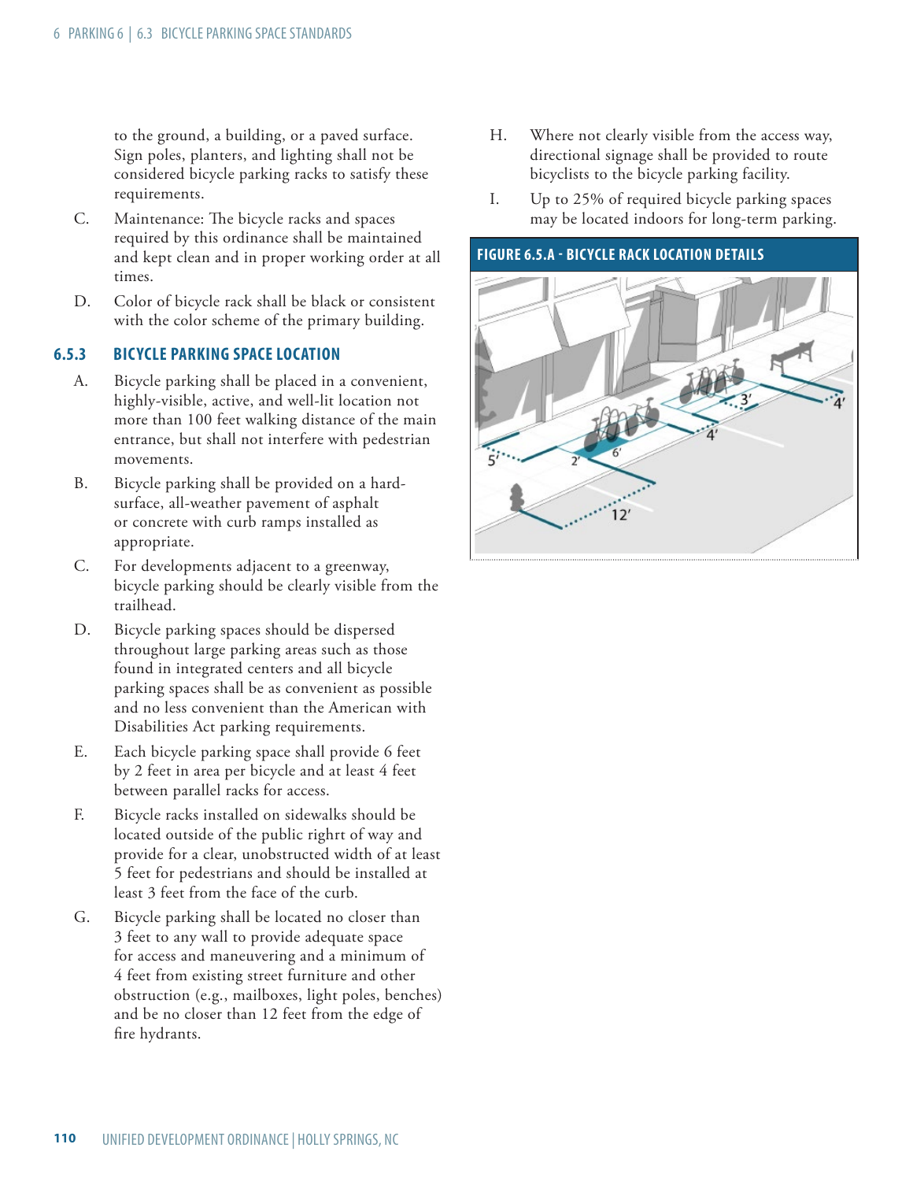to the ground, a building, or a paved surface. Sign poles, planters, and lighting shall not be considered bicycle parking racks to satisfy these requirements.

C. Maintenance: The bicycle racks and spaces required by this ordinance shall be maintained and kept clean and in proper working order at all times.

D. Color of bicycle rack shall be black or consistent with the color scheme of the primary building.

### 6.5.3 BICYCLE PARKING SPACE LOCATION

A. Bicycle parking shall be placed in a convenient, highly-visible, active, and well-lit location not more than 100 feet walking distance of the main entrance, but shall not interfere with pedestrian movements.

B. Bicycle parking shall be provided on a hard-surface, all-weather pavement of asphalt or concrete with curb ramps installed as appropriate.

C. For developments adjacent to a greenway, bicycle parking should be clearly visible from the trailhead.

D. Bicycle parking spaces should be dispersed throughout large parking areas such as those found in integrated centers and all bicycle parking spaces shall be as convenient as possible and no less convenient than the American with Disabilities Act parking requirements.

E. Each bicycle parking space shall provide 6 feet by 2 feet in area per bicycle and at least 4 feet between parallel racks for access.

F. Bicycle racks installed on sidewalks should be located outside of the public righrt of way and provide for a clear, unobstructed width of at least 5 feet for pedestrians and should be installed at least 3 feet from the face of the curb.

G. Bicycle parking shall be located no closer than 3 feet to any wall to provide adequate space for access and maneuvering and a minimum of 4 feet from existing street furniture and other obstruction (e.g., mailboxes, light poles, benches) and be no closer than 12 feet from the edge of fire hydrants.

H. Where not clearly visible from the access way, directional signage shall be provided to route bicyclists to the bicycle parking facility.

I. Up to 25% of required bicycle parking spaces may be located indoors for long-term parking.

**FIGURE 6.5.A - BICYCLE RACK LOCATION DETAILS**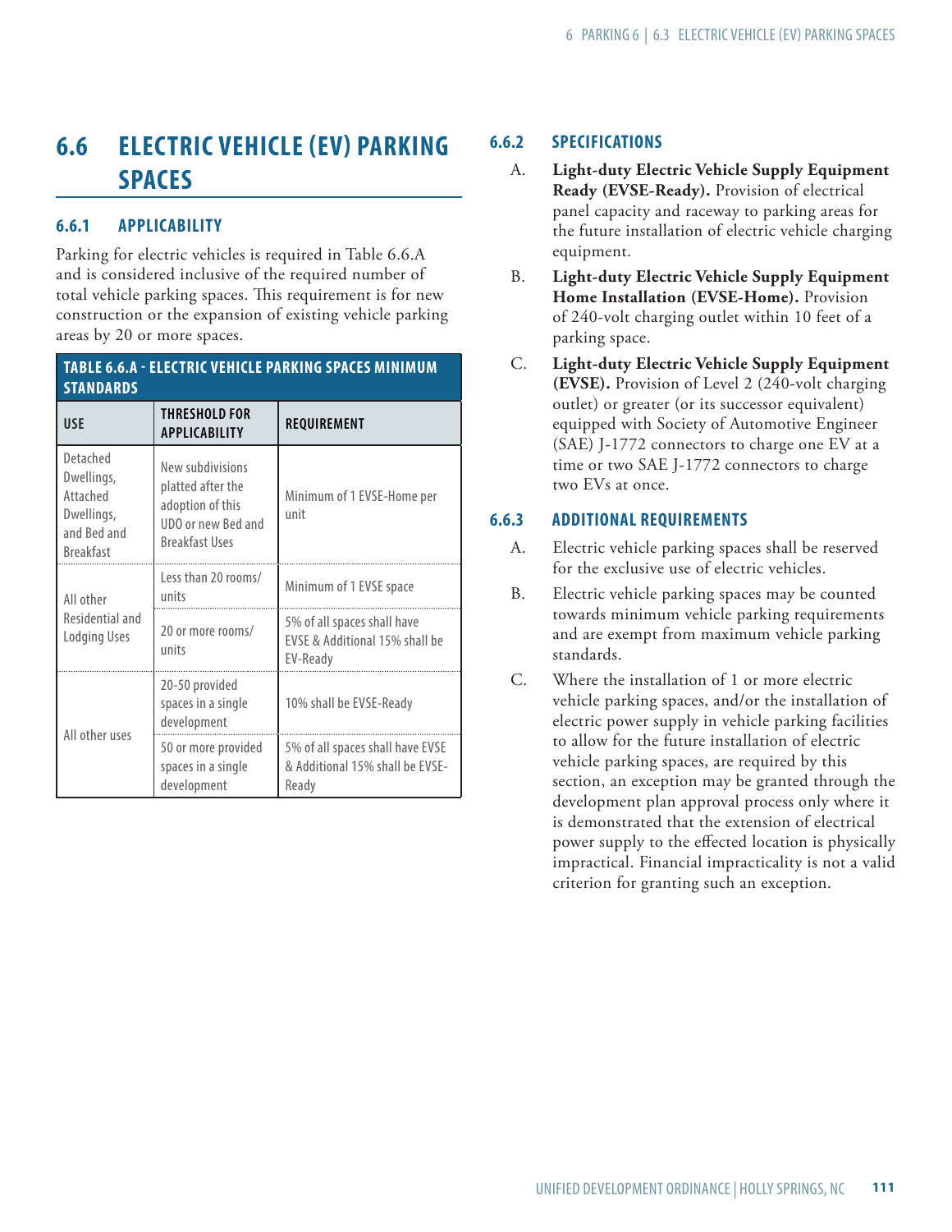## 6.6 ELECTRIC VEHICLE (EV) PARKING SPACES

### 6.6.1 APPLICABILITY

Parking for electric vehicles is required in Table 6.6.A and is considered inclusive of the required number of total vehicle parking spaces. This requirement is for new construction or the expansion of existing vehicle parking areas by 20 or more spaces.

**TABLE 6.6.A - ELECTRIC VEHICLE PARKING SPACES MINIMUM STANDARDS**

| USE | THRESHOLD FOR APPLICABILITY | REQUIREMENT |
|---|---|---|
| Detached Dwellings, Attached Dwellings, and Bed and Breakfast | New subdivisions platted after the adoption of this UDO or new Bed and Breakfast Uses | Minimum of 1 EVSE-Home per unit |
| All other Residential and Lodging Uses | Less than 20 rooms/ units | Minimum of 1 EVSE space |
| | 20 or more rooms/ units | 5% of all spaces shall have EVSE & Additional 15% shall be EV-Ready |
| All other uses | 20-50 provided spaces in a single development | 10% shall be EVSE-Ready |
| | 50 or more provided spaces in a single development | 5% of all spaces shall have EVSE & Additional 15% shall be EVSE-Ready |

### 6.6.2 SPECIFICATIONS

A. **Light-duty Electric Vehicle Supply Equipment Ready (EVSE-Ready).** Provision of electrical panel capacity and raceway to parking areas for the future installation of electric vehicle charging equipment.

B. **Light-duty Electric Vehicle Supply Equipment Home Installation (EVSE-Home).** Provision of 240-volt charging outlet within 10 feet of a parking space.

C. **Light-duty Electric Vehicle Supply Equipment (EVSE).** Provision of Level 2 (240-volt charging outlet) or greater (or its successor equivalent) equipped with Society of Automotive Engineer (SAE) J-1772 connectors to charge one EV at a time or two SAE J-1772 connectors to charge two EVs at once.

### 6.6.3 ADDITIONAL REQUIREMENTS

A. Electric vehicle parking spaces shall be reserved for the exclusive use of electric vehicles.

B. Electric vehicle parking spaces may be counted towards minimum vehicle parking requirements and are exempt from maximum vehicle parking standards.

C. Where the installation of 1 or more electric vehicle parking spaces, and/or the installation of electric power supply in vehicle parking facilities to allow for the future installation of electric vehicle parking spaces, are required by this section, an exception may be granted through the development plan approval process only where it is demonstrated that the extension of electrical power supply to the effected location is physically impractical. Financial impracticality is not a valid criterion for granting such an exception.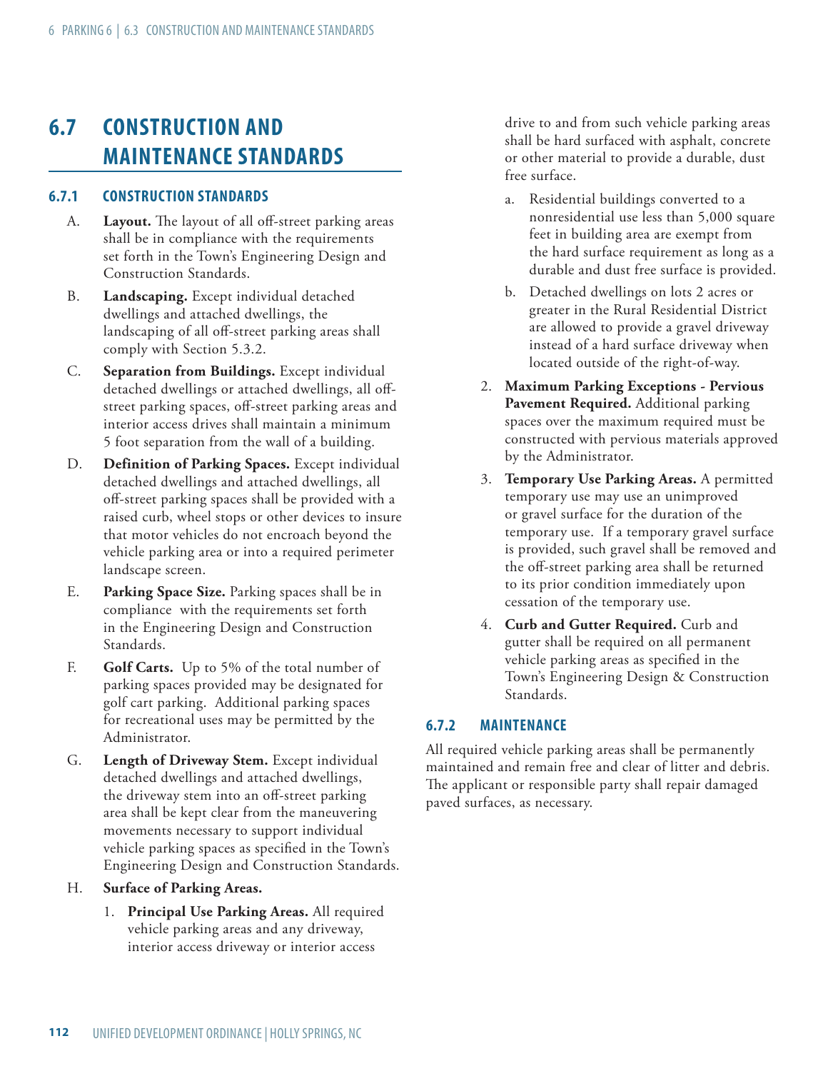## 6.7 CONSTRUCTION AND MAINTENANCE STANDARDS

### 6.7.1 CONSTRUCTION STANDARDS

A. **Layout.** The layout of all off-street parking areas shall be in compliance with the requirements set forth in the Town's Engineering Design and Construction Standards.

B. **Landscaping.** Except individual detached dwellings and attached dwellings, the landscaping of all off-street parking areas shall comply with Section 5.3.2.

C. **Separation from Buildings.** Except individual detached dwellings or attached dwellings, all off-street parking spaces, off-street parking areas and interior access drives shall maintain a minimum 5 foot separation from the wall of a building.

D. **Definition of Parking Spaces.** Except individual detached dwellings and attached dwellings, all off-street parking spaces shall be provided with a raised curb, wheel stops or other devices to insure that motor vehicles do not encroach beyond the vehicle parking area or into a required perimeter landscape screen.

E. **Parking Space Size.** Parking spaces shall be in compliance with the requirements set forth in the Engineering Design and Construction Standards.

F. **Golf Carts.** Up to 5% of the total number of parking spaces provided may be designated for golf cart parking. Additional parking spaces for recreational uses may be permitted by the Administrator.

G. **Length of Driveway Stem.** Except individual detached dwellings and attached dwellings, the driveway stem into an off-street parking area shall be kept clear from the maneuvering movements necessary to support individual vehicle parking spaces as specified in the Town's Engineering Design and Construction Standards.

H. **Surface of Parking Areas.**

1. **Principal Use Parking Areas.** All required vehicle parking areas and any driveway, interior access driveway or interior access drive to and from such vehicle parking areas shall be hard surfaced with asphalt, concrete or other material to provide a durable, dust free surface.

   a. Residential buildings converted to a nonresidential use less than 5,000 square feet in building area are exempt from the hard surface requirement as long as a durable and dust free surface is provided.

   b. Detached dwellings on lots 2 acres or greater in the Rural Residential District are allowed to provide a gravel driveway instead of a hard surface driveway when located outside of the right-of-way.

2. **Maximum Parking Exceptions - Pervious Pavement Required.** Additional parking spaces over the maximum required must be constructed with pervious materials approved by the Administrator.

3. **Temporary Use Parking Areas.** A permitted temporary use may use an unimproved or gravel surface for the duration of the temporary use. If a temporary gravel surface is provided, such gravel shall be removed and the off-street parking area shall be returned to its prior condition immediately upon cessation of the temporary use.

4. **Curb and Gutter Required.** Curb and gutter shall be required on all permanent vehicle parking areas as specified in the Town's Engineering Design & Construction Standards.

### 6.7.2 MAINTENANCE

All required vehicle parking areas shall be permanently maintained and remain free and clear of litter and debris. The applicant or responsible party shall repair damaged paved surfaces, as necessary.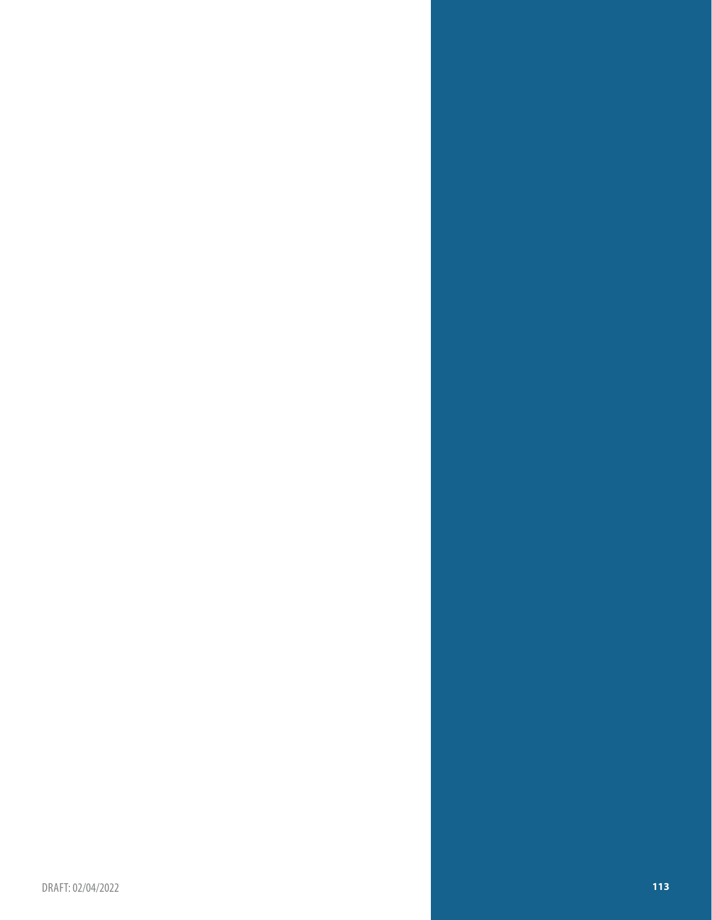DRAFT: 02/04/2022